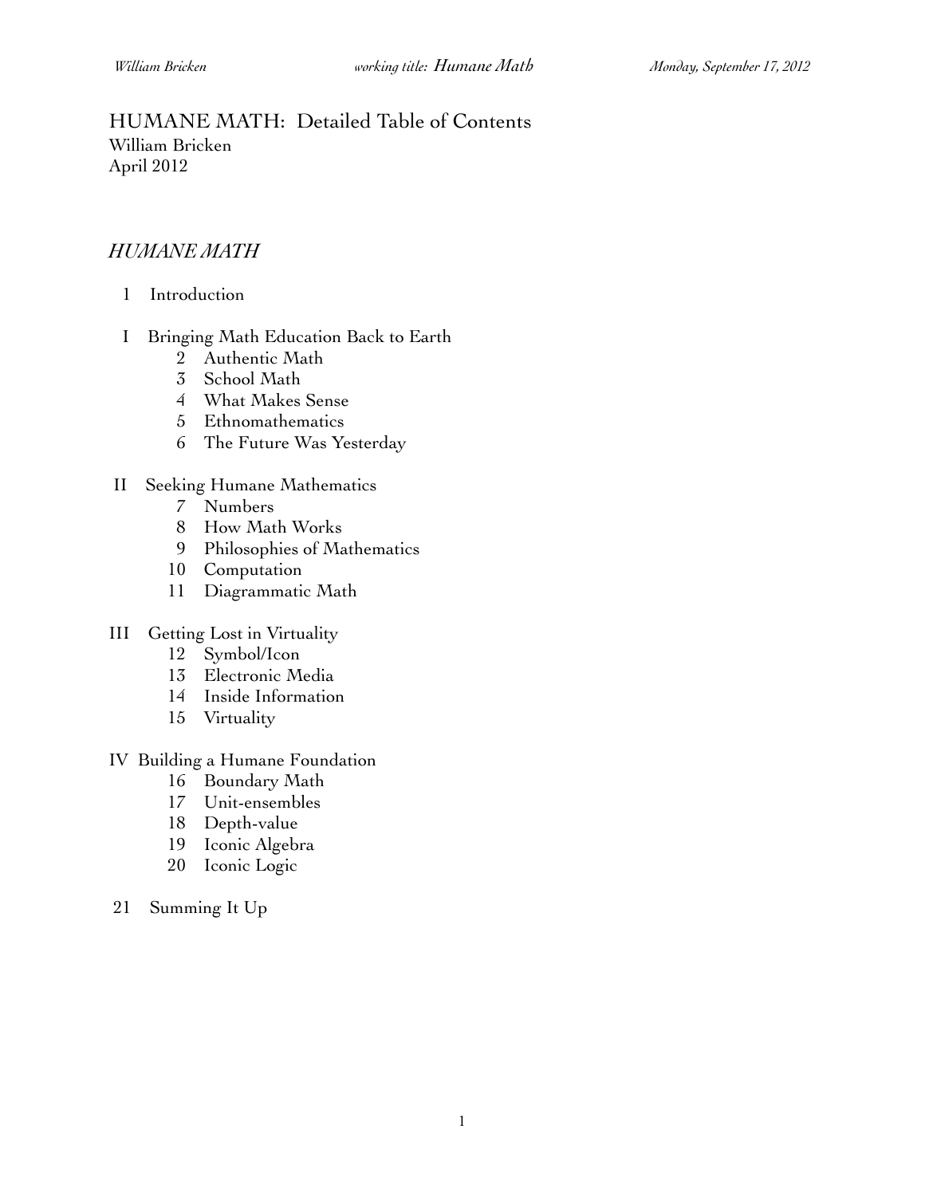# HUMANE MATH: Detailed Table of Contents

William Bricken
April 2012

## *HUMANE MATH*

1 Introduction

I Bringing Math Education Back to Earth
- 2 Authentic Math
- 3 School Math
- 4 What Makes Sense
- 5 Ethnomathematics
- 6 The Future Was Yesterday

II Seeking Humane Mathematics
- 7 Numbers
- 8 How Math Works
- 9 Philosophies of Mathematics
- 10 Computation
- 11 Diagrammatic Math

III Getting Lost in Virtuality
- 12 Symbol/Icon
- 13 Electronic Media
- 14 Inside Information
- 15 Virtuality

IV Building a Humane Foundation
- 16 Boundary Math
- 17 Unit-ensembles
- 18 Depth-value
- 19 Iconic Algebra
- 20 Iconic Logic

21 Summing It Up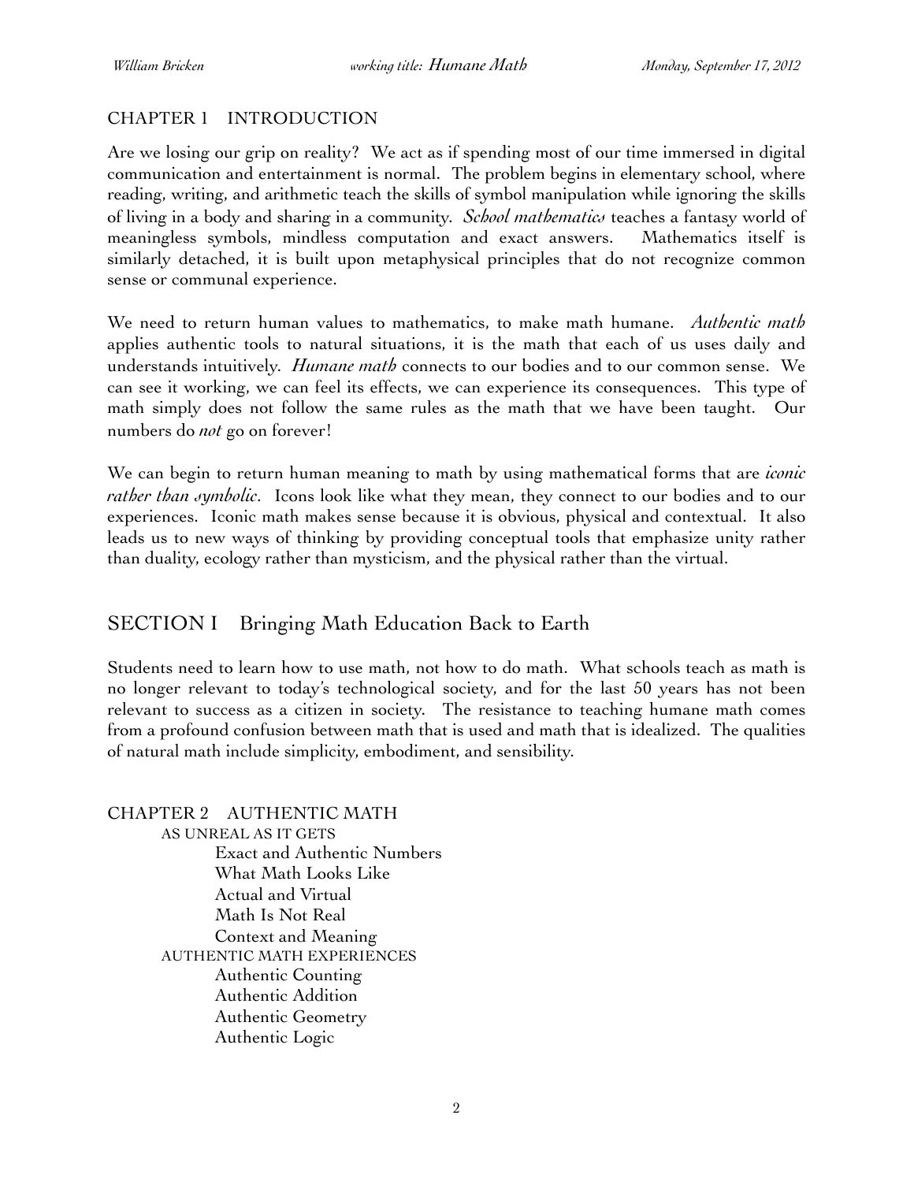## CHAPTER 1 INTRODUCTION

Are we losing our grip on reality? We act as if spending most of our time immersed in digital communication and entertainment is normal. The problem begins in elementary school, where reading, writing, and arithmetic teach the skills of symbol manipulation while ignoring the skills of living in a body and sharing in a community. *School mathematics* teaches a fantasy world of meaningless symbols, mindless computation and exact answers. Mathematics itself is similarly detached, it is built upon metaphysical principles that do not recognize common sense or communal experience.

We need to return human values to mathematics, to make math humane. *Authentic math* applies authentic tools to natural situations, it is the math that each of us uses daily and understands intuitively. *Humane math* connects to our bodies and to our common sense. We can see it working, we can feel its effects, we can experience its consequences. This type of math simply does not follow the same rules as the math that we have been taught. Our numbers do *not* go on forever!

We can begin to return human meaning to math by using mathematical forms that are *iconic rather than symbolic*. Icons look like what they mean, they connect to our bodies and to our experiences. Iconic math makes sense because it is obvious, physical and contextual. It also leads us to new ways of thinking by providing conceptual tools that emphasize unity rather than duality, ecology rather than mysticism, and the physical rather than the virtual.

# SECTION I Bringing Math Education Back to Earth

Students need to learn how to use math, not how to do math. What schools teach as math is no longer relevant to today's technological society, and for the last 50 years has not been relevant to success as a citizen in society. The resistance to teaching humane math comes from a profound confusion between math that is used and math that is idealized. The qualities of natural math include simplicity, embodiment, and sensibility.

## CHAPTER 2 AUTHENTIC MATH

- AS UNREAL AS IT GETS
  - Exact and Authentic Numbers
  - What Math Looks Like
  - Actual and Virtual
  - Math Is Not Real
  - Context and Meaning
- AUTHENTIC MATH EXPERIENCES
  - Authentic Counting
  - Authentic Addition
  - Authentic Geometry
  - Authentic Logic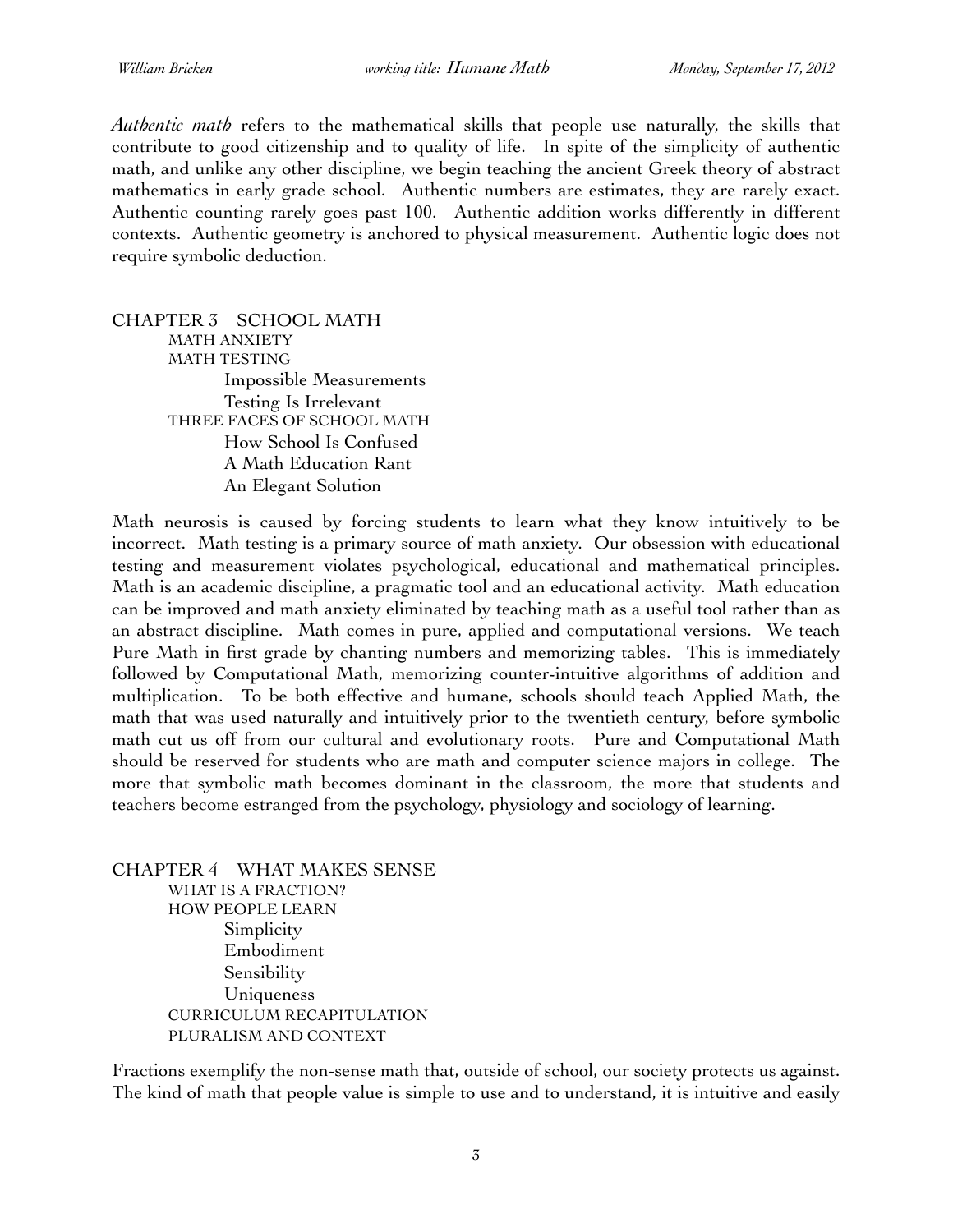*Authentic math* refers to the mathematical skills that people use naturally, the skills that contribute to good citizenship and to quality of life. In spite of the simplicity of authentic math, and unlike any other discipline, we begin teaching the ancient Greek theory of abstract mathematics in early grade school. Authentic numbers are estimates, they are rarely exact. Authentic counting rarely goes past 100. Authentic addition works differently in different contexts. Authentic geometry is anchored to physical measurement. Authentic logic does not require symbolic deduction.

## CHAPTER 3 SCHOOL MATH

- MATH ANXIETY
- MATH TESTING
  - Impossible Measurements
  - Testing Is Irrelevant
- THREE FACES OF SCHOOL MATH
  - How School Is Confused
  - A Math Education Rant
  - An Elegant Solution

Math neurosis is caused by forcing students to learn what they know intuitively to be incorrect. Math testing is a primary source of math anxiety. Our obsession with educational testing and measurement violates psychological, educational and mathematical principles. Math is an academic discipline, a pragmatic tool and an educational activity. Math education can be improved and math anxiety eliminated by teaching math as a useful tool rather than as an abstract discipline. Math comes in pure, applied and computational versions. We teach Pure Math in first grade by chanting numbers and memorizing tables. This is immediately followed by Computational Math, memorizing counter-intuitive algorithms of addition and multiplication. To be both effective and humane, schools should teach Applied Math, the math that was used naturally and intuitively prior to the twentieth century, before symbolic math cut us off from our cultural and evolutionary roots. Pure and Computational Math should be reserved for students who are math and computer science majors in college. The more that symbolic math becomes dominant in the classroom, the more that students and teachers become estranged from the psychology, physiology and sociology of learning.

## CHAPTER 4 WHAT MAKES SENSE

- WHAT IS A FRACTION?
- HOW PEOPLE LEARN
  - Simplicity
  - Embodiment
  - Sensibility
  - Uniqueness
- CURRICULUM RECAPITULATION
- PLURALISM AND CONTEXT

Fractions exemplify the non-sense math that, outside of school, our society protects us against. The kind of math that people value is simple to use and to understand, it is intuitive and easily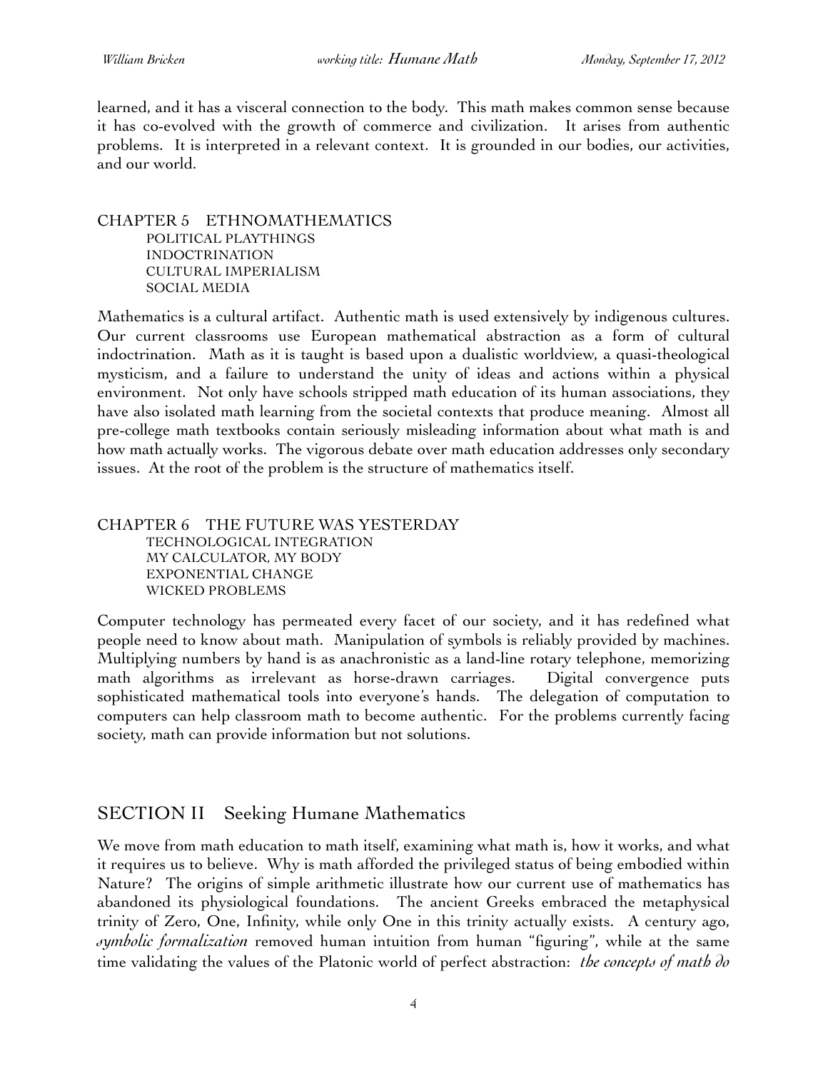learned, and it has a visceral connection to the body. This math makes common sense because it has co-evolved with the growth of commerce and civilization. It arises from authentic problems. It is interpreted in a relevant context. It is grounded in our bodies, our activities, and our world.

### CHAPTER 5 ETHNOMATHEMATICS

POLITICAL PLAYTHINGS
INDOCTRINATION
CULTURAL IMPERIALISM
SOCIAL MEDIA

Mathematics is a cultural artifact. Authentic math is used extensively by indigenous cultures. Our current classrooms use European mathematical abstraction as a form of cultural indoctrination. Math as it is taught is based upon a dualistic worldview, a quasi-theological mysticism, and a failure to understand the unity of ideas and actions within a physical environment. Not only have schools stripped math education of its human associations, they have also isolated math learning from the societal contexts that produce meaning. Almost all pre-college math textbooks contain seriously misleading information about what math is and how math actually works. The vigorous debate over math education addresses only secondary issues. At the root of the problem is the structure of mathematics itself.

### CHAPTER 6 THE FUTURE WAS YESTERDAY

TECHNOLOGICAL INTEGRATION
MY CALCULATOR, MY BODY
EXPONENTIAL CHANGE
WICKED PROBLEMS

Computer technology has permeated every facet of our society, and it has redefined what people need to know about math. Manipulation of symbols is reliably provided by machines. Multiplying numbers by hand is as anachronistic as a land-line rotary telephone, memorizing math algorithms as irrelevant as horse-drawn carriages. Digital convergence puts sophisticated mathematical tools into everyone's hands. The delegation of computation to computers can help classroom math to become authentic. For the problems currently facing society, math can provide information but not solutions.

## SECTION II Seeking Humane Mathematics

We move from math education to math itself, examining what math is, how it works, and what it requires us to believe. Why is math afforded the privileged status of being embodied within Nature? The origins of simple arithmetic illustrate how our current use of mathematics has abandoned its physiological foundations. The ancient Greeks embraced the metaphysical trinity of Zero, One, Infinity, while only One in this trinity actually exists. A century ago, *symbolic formalization* removed human intuition from human "figuring", while at the same time validating the values of the Platonic world of perfect abstraction: *the concepts of math do*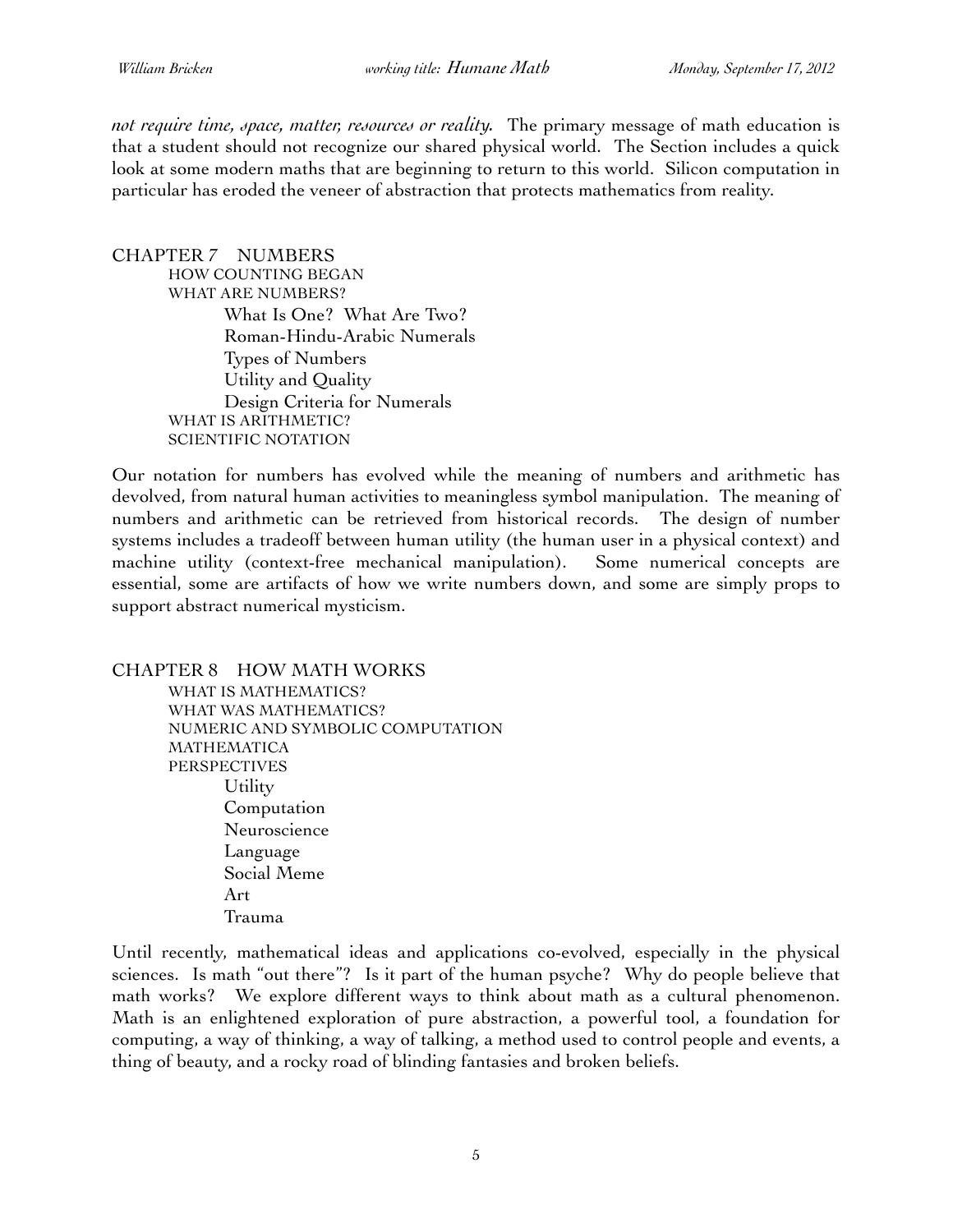*not require time, space, matter, resources or reality*. The primary message of math education is that a student should not recognize our shared physical world. The Section includes a quick look at some modern maths that are beginning to return to this world. Silicon computation in particular has eroded the veneer of abstraction that protects mathematics from reality.

## CHAPTER 7 NUMBERS

- HOW COUNTING BEGAN
- WHAT ARE NUMBERS?
  - What Is One? What Are Two?
  - Roman-Hindu-Arabic Numerals
  - Types of Numbers
  - Utility and Quality
  - Design Criteria for Numerals
- WHAT IS ARITHMETIC?
- SCIENTIFIC NOTATION

Our notation for numbers has evolved while the meaning of numbers and arithmetic has devolved, from natural human activities to meaningless symbol manipulation. The meaning of numbers and arithmetic can be retrieved from historical records. The design of number systems includes a tradeoff between human utility (the human user in a physical context) and machine utility (context-free mechanical manipulation). Some numerical concepts are essential, some are artifacts of how we write numbers down, and some are simply props to support abstract numerical mysticism.

## CHAPTER 8 HOW MATH WORKS

- WHAT IS MATHEMATICS?
- WHAT WAS MATHEMATICS?
- NUMERIC AND SYMBOLIC COMPUTATION
- MATHEMATICA
- PERSPECTIVES
  - Utility
  - Computation
  - Neuroscience
  - Language
  - Social Meme
  - Art
  - Trauma

Until recently, mathematical ideas and applications co-evolved, especially in the physical sciences. Is math "out there"? Is it part of the human psyche? Why do people believe that math works? We explore different ways to think about math as a cultural phenomenon. Math is an enlightened exploration of pure abstraction, a powerful tool, a foundation for computing, a way of thinking, a way of talking, a method used to control people and events, a thing of beauty, and a rocky road of blinding fantasies and broken beliefs.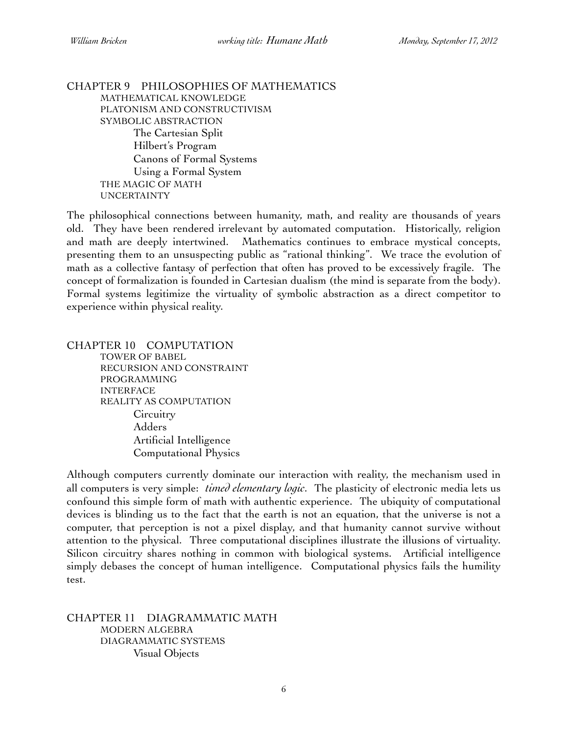## CHAPTER 9 PHILOSOPHIES OF MATHEMATICS

MATHEMATICAL KNOWLEDGE
PLATONISM AND CONSTRUCTIVISM
SYMBOLIC ABSTRACTION
- The Cartesian Split
- Hilbert's Program
- Canons of Formal Systems
- Using a Formal System

THE MAGIC OF MATH
UNCERTAINTY

The philosophical connections between humanity, math, and reality are thousands of years old. They have been rendered irrelevant by automated computation. Historically, religion and math are deeply intertwined. Mathematics continues to embrace mystical concepts, presenting them to an unsuspecting public as "rational thinking". We trace the evolution of math as a collective fantasy of perfection that often has proved to be excessively fragile. The concept of formalization is founded in Cartesian dualism (the mind is separate from the body). Formal systems legitimize the virtuality of symbolic abstraction as a direct competitor to experience within physical reality.

## CHAPTER 10 COMPUTATION

TOWER OF BABEL
RECURSION AND CONSTRAINT
PROGRAMMING
INTERFACE
REALITY AS COMPUTATION
- Circuitry
- Adders
- Artificial Intelligence
- Computational Physics

Although computers currently dominate our interaction with reality, the mechanism used in all computers is very simple: *timed elementary logic*. The plasticity of electronic media lets us confound this simple form of math with authentic experience. The ubiquity of computational devices is blinding us to the fact that the earth is not an equation, that the universe is not a computer, that perception is not a pixel display, and that humanity cannot survive without attention to the physical. Three computational disciplines illustrate the illusions of virtuality. Silicon circuitry shares nothing in common with biological systems. Artificial intelligence simply debases the concept of human intelligence. Computational physics fails the humility test.

## CHAPTER 11 DIAGRAMMATIC MATH

MODERN ALGEBRA
DIAGRAMMATIC SYSTEMS
- Visual Objects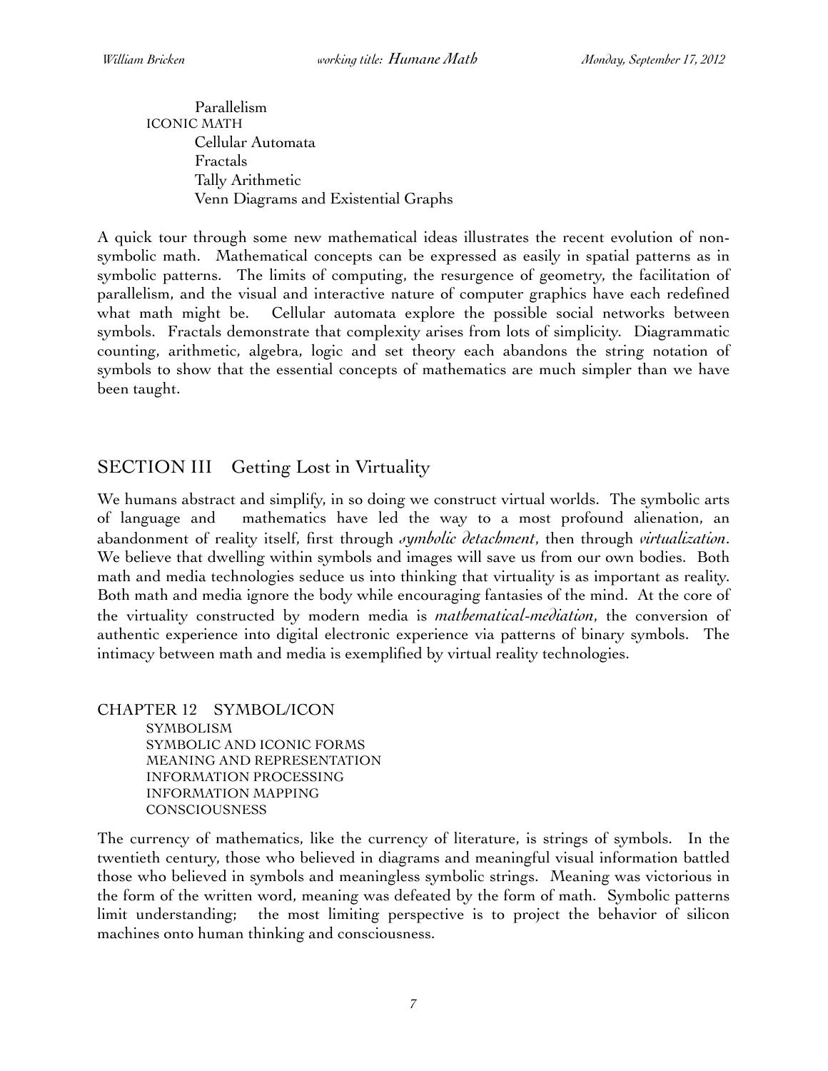Parallelism

ICONIC MATH

Cellular Automata

Fractals

Tally Arithmetic

Venn Diagrams and Existential Graphs

A quick tour through some new mathematical ideas illustrates the recent evolution of non-symbolic math. Mathematical concepts can be expressed as easily in spatial patterns as in symbolic patterns. The limits of computing, the resurgence of geometry, the facilitation of parallelism, and the visual and interactive nature of computer graphics have each redefined what math might be. Cellular automata explore the possible social networks between symbols. Fractals demonstrate that complexity arises from lots of simplicity. Diagrammatic counting, arithmetic, algebra, logic and set theory each abandons the string notation of symbols to show that the essential concepts of mathematics are much simpler than we have been taught.

## SECTION III Getting Lost in Virtuality

We humans abstract and simplify, in so doing we construct virtual worlds. The symbolic arts of language and mathematics have led the way to a most profound alienation, an abandonment of reality itself, first through *symbolic detachment*, then through *virtualization*. We believe that dwelling within symbols and images will save us from our own bodies. Both math and media technologies seduce us into thinking that virtuality is as important as reality. Both math and media ignore the body while encouraging fantasies of the mind. At the core of the virtuality constructed by modern media is *mathematical-mediation*, the conversion of authentic experience into digital electronic experience via patterns of binary symbols. The intimacy between math and media is exemplified by virtual reality technologies.

### CHAPTER 12 SYMBOL/ICON

SYMBOLISM

SYMBOLIC AND ICONIC FORMS

MEANING AND REPRESENTATION

INFORMATION PROCESSING

INFORMATION MAPPING

CONSCIOUSNESS

The currency of mathematics, like the currency of literature, is strings of symbols. In the twentieth century, those who believed in diagrams and meaningful visual information battled those who believed in symbols and meaningless symbolic strings. Meaning was victorious in the form of the written word, meaning was defeated by the form of math. Symbolic patterns limit understanding; the most limiting perspective is to project the behavior of silicon machines onto human thinking and consciousness.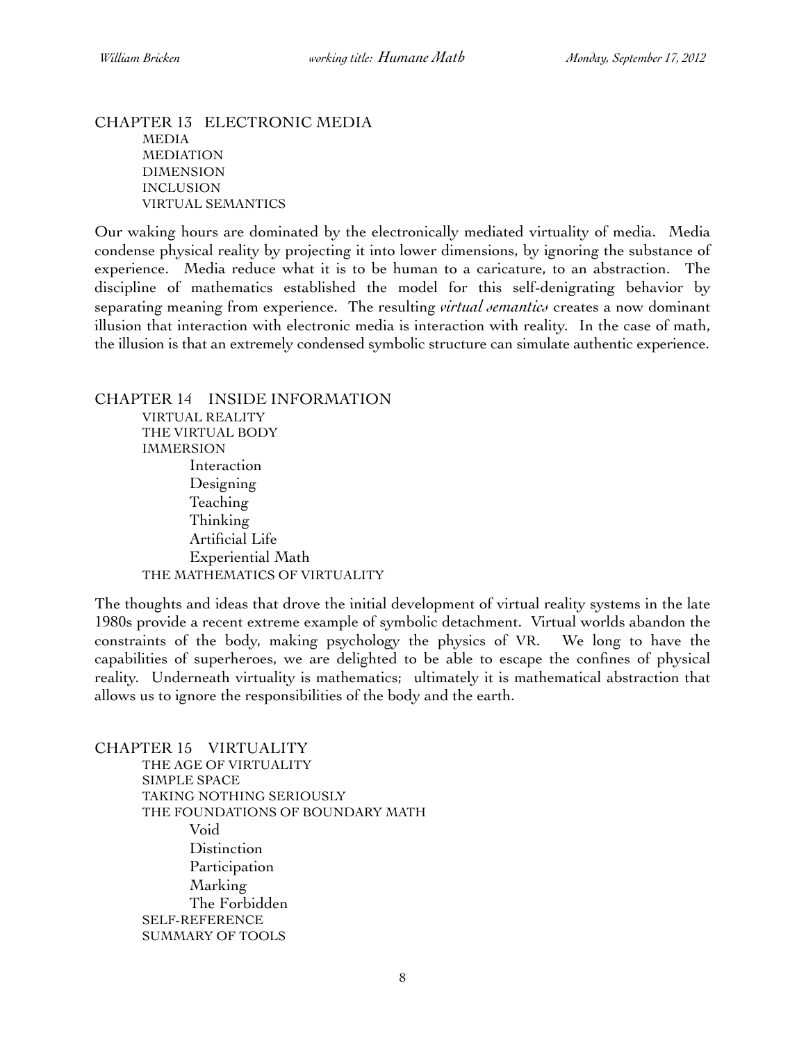## CHAPTER 13 ELECTRONIC MEDIA

- MEDIA
- MEDIATION
- DIMENSION
- INCLUSION
- VIRTUAL SEMANTICS

Our waking hours are dominated by the electronically mediated virtuality of media. Media condense physical reality by projecting it into lower dimensions, by ignoring the substance of experience. Media reduce what it is to be human to a caricature, to an abstraction. The discipline of mathematics established the model for this self-denigrating behavior by separating meaning from experience. The resulting *virtual semantics* creates a now dominant illusion that interaction with electronic media is interaction with reality. In the case of math, the illusion is that an extremely condensed symbolic structure can simulate authentic experience.

## CHAPTER 14 INSIDE INFORMATION

- VIRTUAL REALITY
- THE VIRTUAL BODY
- IMMERSION
  - Interaction
  - Designing
  - Teaching
  - Thinking
  - Artificial Life
  - Experiential Math
- THE MATHEMATICS OF VIRTUALITY

The thoughts and ideas that drove the initial development of virtual reality systems in the late 1980s provide a recent extreme example of symbolic detachment. Virtual worlds abandon the constraints of the body, making psychology the physics of VR. We long to have the capabilities of superheroes, we are delighted to be able to escape the confines of physical reality. Underneath virtuality is mathematics; ultimately it is mathematical abstraction that allows us to ignore the responsibilities of the body and the earth.

## CHAPTER 15 VIRTUALITY

- THE AGE OF VIRTUALITY
- SIMPLE SPACE
- TAKING NOTHING SERIOUSLY
- THE FOUNDATIONS OF BOUNDARY MATH
  - Void
  - Distinction
  - Participation
  - Marking
  - The Forbidden
- SELF-REFERENCE
- SUMMARY OF TOOLS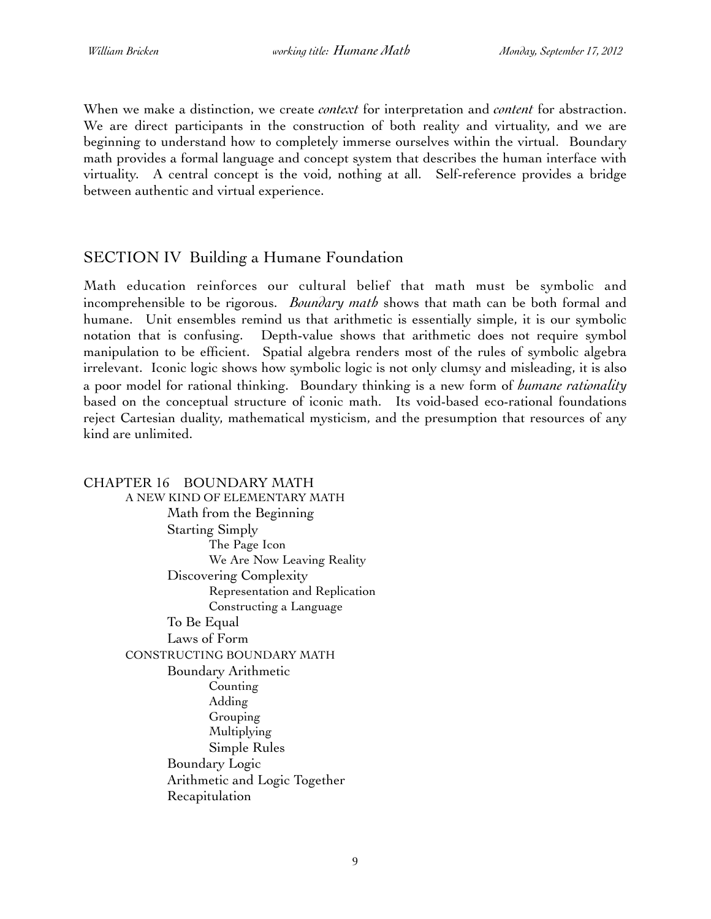When we make a distinction, we create *context* for interpretation and *content* for abstraction. We are direct participants in the construction of both reality and virtuality, and we are beginning to understand how to completely immerse ourselves within the virtual. Boundary math provides a formal language and concept system that describes the human interface with virtuality. A central concept is the void, nothing at all. Self-reference provides a bridge between authentic and virtual experience.

## SECTION IV Building a Humane Foundation

Math education reinforces our cultural belief that math must be symbolic and incomprehensible to be rigorous. *Boundary math* shows that math can be both formal and humane. Unit ensembles remind us that arithmetic is essentially simple, it is our symbolic notation that is confusing. Depth-value shows that arithmetic does not require symbol manipulation to be efficient. Spatial algebra renders most of the rules of symbolic algebra irrelevant. Iconic logic shows how symbolic logic is not only clumsy and misleading, it is also a poor model for rational thinking. Boundary thinking is a new form of *humane rationality* based on the conceptual structure of iconic math. Its void-based eco-rational foundations reject Cartesian duality, mathematical mysticism, and the presumption that resources of any kind are unlimited.

CHAPTER 16 BOUNDARY MATH

- A NEW KIND OF ELEMENTARY MATH
  - Math from the Beginning
  - Starting Simply
    - The Page Icon
    - We Are Now Leaving Reality
  - Discovering Complexity
    - Representation and Replication
    - Constructing a Language
  - To Be Equal
  - Laws of Form
- CONSTRUCTING BOUNDARY MATH
  - Boundary Arithmetic
    - Counting
    - Adding
    - Grouping
    - Multiplying
    - Simple Rules
  - Boundary Logic
  - Arithmetic and Logic Together
  - Recapitulation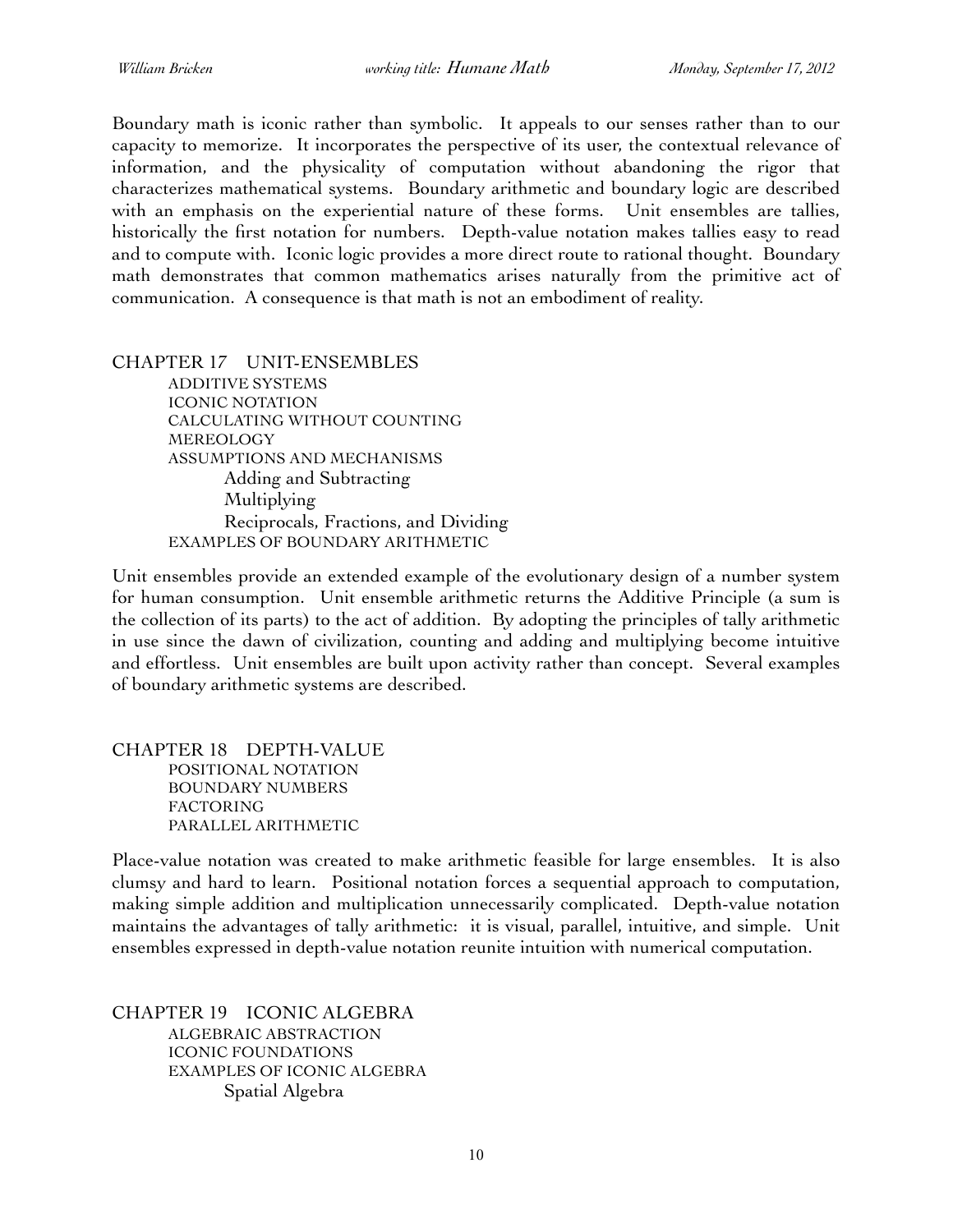Boundary math is iconic rather than symbolic. It appeals to our senses rather than to our capacity to memorize. It incorporates the perspective of its user, the contextual relevance of information, and the physicality of computation without abandoning the rigor that characterizes mathematical systems. Boundary arithmetic and boundary logic are described with an emphasis on the experiential nature of these forms. Unit ensembles are tallies, historically the first notation for numbers. Depth-value notation makes tallies easy to read and to compute with. Iconic logic provides a more direct route to rational thought. Boundary math demonstrates that common mathematics arises naturally from the primitive act of communication. A consequence is that math is not an embodiment of reality.

## CHAPTER 17 UNIT-ENSEMBLES

- ADDITIVE SYSTEMS
- ICONIC NOTATION
- CALCULATING WITHOUT COUNTING
- MEREOLOGY
- ASSUMPTIONS AND MECHANISMS
  - Adding and Subtracting
  - Multiplying
  - Reciprocals, Fractions, and Dividing
- EXAMPLES OF BOUNDARY ARITHMETIC

Unit ensembles provide an extended example of the evolutionary design of a number system for human consumption. Unit ensemble arithmetic returns the Additive Principle (a sum is the collection of its parts) to the act of addition. By adopting the principles of tally arithmetic in use since the dawn of civilization, counting and adding and multiplying become intuitive and effortless. Unit ensembles are built upon activity rather than concept. Several examples of boundary arithmetic systems are described.

## CHAPTER 18 DEPTH-VALUE

- POSITIONAL NOTATION
- BOUNDARY NUMBERS
- FACTORING
- PARALLEL ARITHMETIC

Place-value notation was created to make arithmetic feasible for large ensembles. It is also clumsy and hard to learn. Positional notation forces a sequential approach to computation, making simple addition and multiplication unnecessarily complicated. Depth-value notation maintains the advantages of tally arithmetic: it is visual, parallel, intuitive, and simple. Unit ensembles expressed in depth-value notation reunite intuition with numerical computation.

## CHAPTER 19 ICONIC ALGEBRA

- ALGEBRAIC ABSTRACTION
- ICONIC FOUNDATIONS
- EXAMPLES OF ICONIC ALGEBRA
  - Spatial Algebra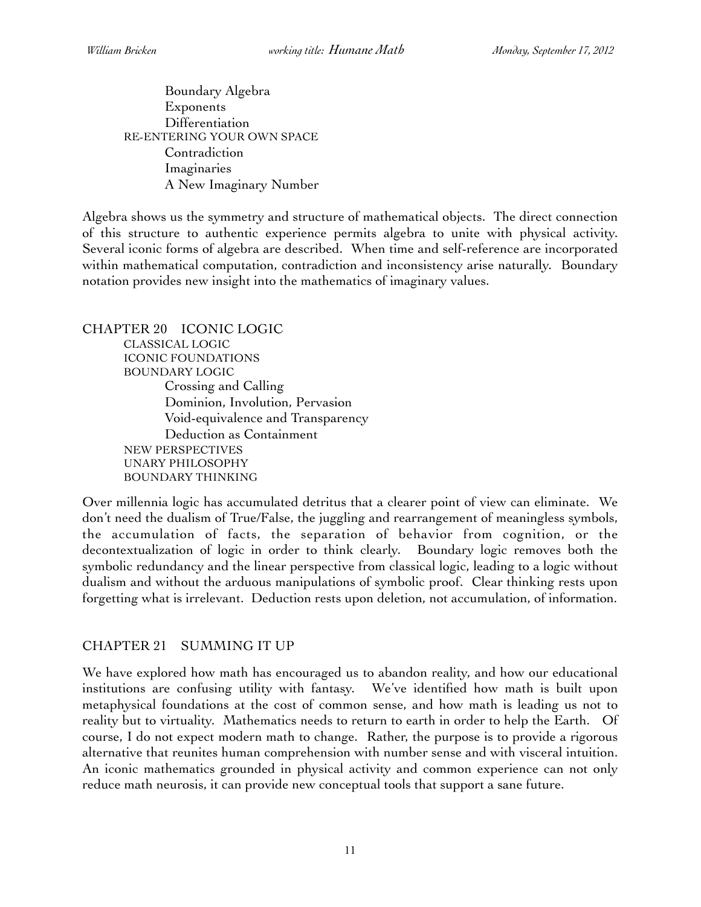Boundary Algebra
Exponents
Differentiation
RE-ENTERING YOUR OWN SPACE
Contradiction
Imaginaries
A New Imaginary Number

Algebra shows us the symmetry and structure of mathematical objects. The direct connection of this structure to authentic experience permits algebra to unite with physical activity. Several iconic forms of algebra are described. When time and self-reference are incorporated within mathematical computation, contradiction and inconsistency arise naturally. Boundary notation provides new insight into the mathematics of imaginary values.

## CHAPTER 20 ICONIC LOGIC

CLASSICAL LOGIC
ICONIC FOUNDATIONS
BOUNDARY LOGIC
Crossing and Calling
Dominion, Involution, Pervasion
Void-equivalence and Transparency
Deduction as Containment
NEW PERSPECTIVES
UNARY PHILOSOPHY
BOUNDARY THINKING

Over millennia logic has accumulated detritus that a clearer point of view can eliminate. We don't need the dualism of True/False, the juggling and rearrangement of meaningless symbols, the accumulation of facts, the separation of behavior from cognition, or the decontextualization of logic in order to think clearly. Boundary logic removes both the symbolic redundancy and the linear perspective from classical logic, leading to a logic without dualism and without the arduous manipulations of symbolic proof. Clear thinking rests upon forgetting what is irrelevant. Deduction rests upon deletion, not accumulation, of information.

## CHAPTER 21 SUMMING IT UP

We have explored how math has encouraged us to abandon reality, and how our educational institutions are confusing utility with fantasy. We've identified how math is built upon metaphysical foundations at the cost of common sense, and how math is leading us not to reality but to virtuality. Mathematics needs to return to earth in order to help the Earth. Of course, I do not expect modern math to change. Rather, the purpose is to provide a rigorous alternative that reunites human comprehension with number sense and with visceral intuition. An iconic mathematics grounded in physical activity and common experience can not only reduce math neurosis, it can provide new conceptual tools that support a sane future.